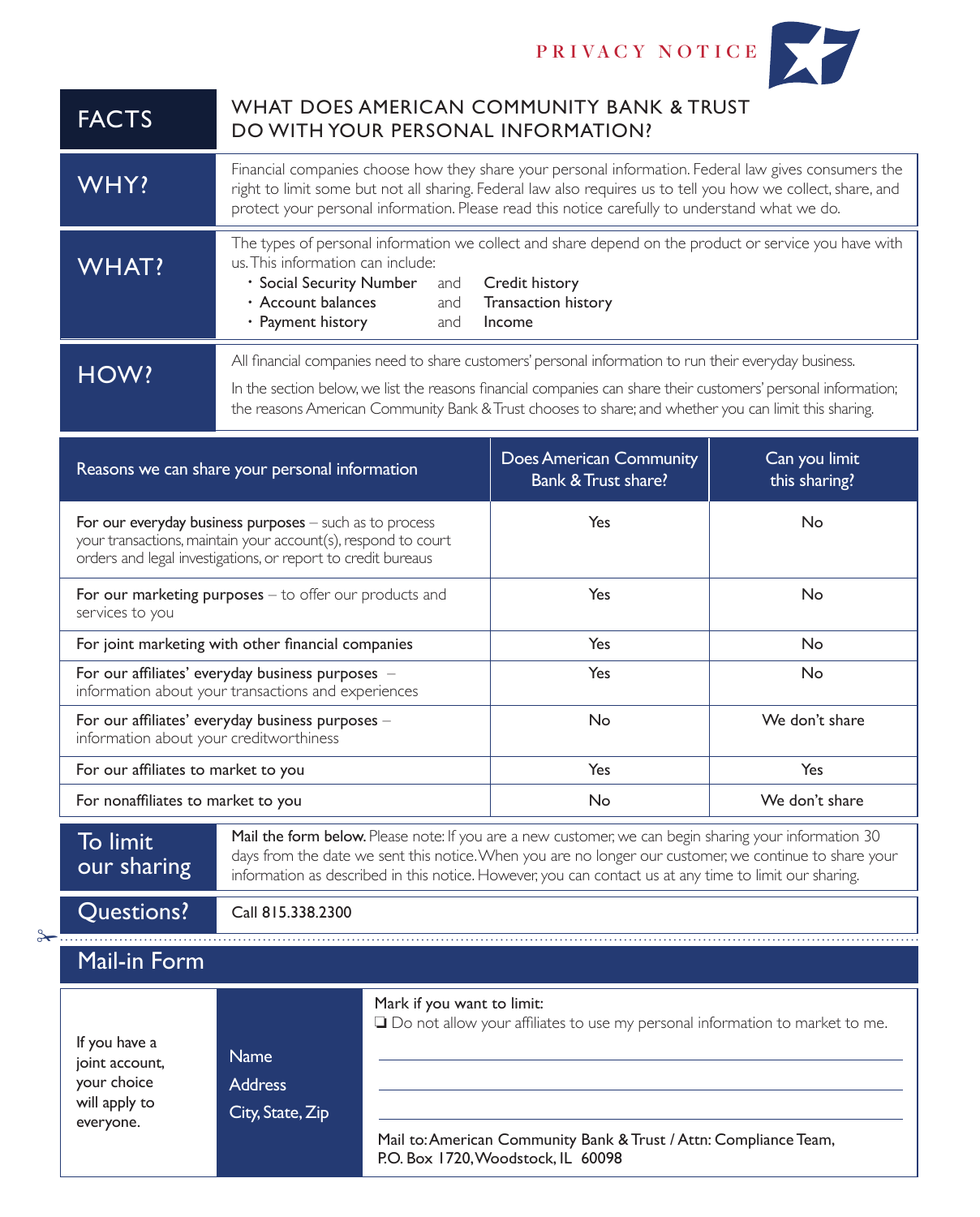PRIVACY NOTICE

| FACTS | WHAT DOES AMERICAN COMMUNITY BANK & TRUST DO WITH YOUR PERSONAL INFORMATION? |
|---|---|
| **WHY?** | Financial companies choose how they share your personal information. Federal law gives consumers the right to limit some but not all sharing. Federal law also requires us to tell you how we collect, share, and protect your personal information. Please read this notice carefully to understand what we do. |
| **WHAT?** | The types of personal information we collect and share depend on the product or service you have with us. This information can include:<br>• Social Security Number and Credit history<br>• Account balances and Transaction history<br>• Payment history and Income |
| **HOW?** | All financial companies need to share customers' personal information to run their everyday business.<br>In the section below, we list the reasons financial companies can share their customers' personal information; the reasons American Community Bank & Trust chooses to share; and whether you can limit this sharing. |

| Reasons we can share your personal information | Does American Community Bank & Trust share? | Can you limit this sharing? |
|---|---|---|
| **For our everyday business purposes** – such as to process your transactions, maintain your account(s), respond to court orders and legal investigations, or report to credit bureaus | Yes | No |
| **For our marketing purposes** – to offer our products and services to you | Yes | No |
| **For joint marketing with other financial companies** | Yes | No |
| **For our affiliates' everyday business purposes** – information about your transactions and experiences | Yes | No |
| **For our affiliates' everyday business purposes** – information about your creditworthiness | No | We don't share |
| **For our affiliates to market to you** | Yes | Yes |
| **For nonaffiliates to market to you** | No | We don't share |

| To limit our sharing | **Mail the form below.** Please note: If you are a new customer, we can begin sharing your information 30 days from the date we sent this notice. When you are no longer our customer, we continue to share your information as described in this notice. However, you can contact us at any time to limit our sharing. |
|---|---|
| **Questions?** | Call 815.338.2300 |

## Mail-in Form

| If you have a joint account, your choice will apply to everyone. | Name<br>Address<br>City, State, Zip | Mark if you want to limit:<br>❑ Do not allow your affiliates to use my personal information to market to me.<br>\_\_\_\_\_\_\_\_\_\_\_\_\_\_\_\_<br>\_\_\_\_\_\_\_\_\_\_\_\_\_\_\_\_<br>\_\_\_\_\_\_\_\_\_\_\_\_\_\_\_\_<br>Mail to: American Community Bank & Trust / Attn: Compliance Team, P.O. Box 1720, Woodstock, IL 60098 |
|---|---|---|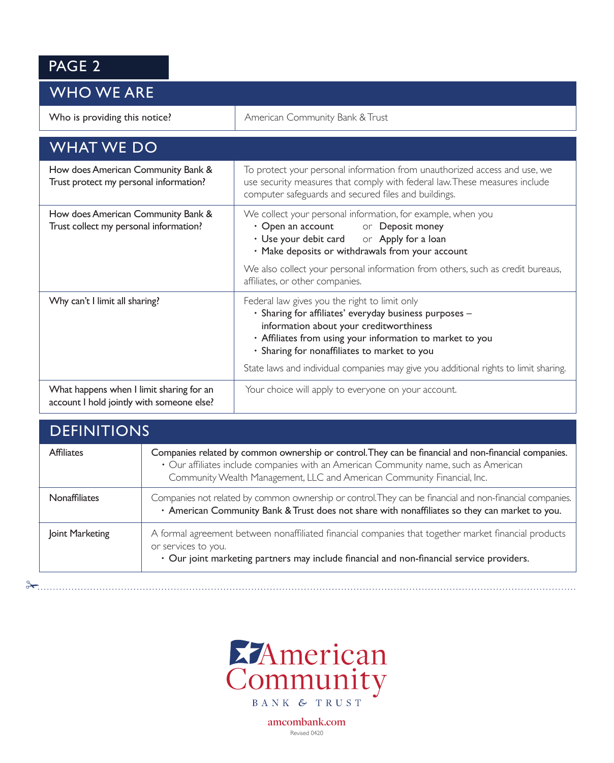## PAGE 2

## WHO WE ARE

| | |
|---|---|
| Who is providing this notice? | American Community Bank & Trust |

## WHAT WE DO

| | |
|---|---|
| How does American Community Bank & Trust protect my personal information? | To protect your personal information from unauthorized access and use, we use security measures that comply with federal law. These measures include computer safeguards and secured files and buildings. |
| How does American Community Bank & Trust collect my personal information? | We collect your personal information, for example, when you<br>• **Open an account** or **Deposit money**<br>• **Use your debit card** or **Apply for a loan**<br>• **Make deposits or withdrawals from your account**<br><br>We also collect your personal information from others, such as credit bureaus, affiliates, or other companies. |
| Why can't I limit all sharing? | Federal law gives you the right to limit only<br>• **Sharing for affiliates' everyday business purposes – information about your creditworthiness**<br>• **Affiliates from using your information to market to you**<br>• **Sharing for nonaffiliates to market to you**<br><br>State laws and individual companies may give you additional rights to limit sharing. |
| What happens when I limit sharing for an account I hold jointly with someone else? | Your choice will apply to everyone on your account. |

## DEFINITIONS

| | |
|---|---|
| Affiliates | Companies related by common ownership or control. They can be financial and non-financial companies.<br>• Our affiliates include companies with an American Community name, such as American Community Wealth Management, LLC and American Community Financial, Inc. |
| Nonaffiliates | Companies not related by common ownership or control. They can be financial and non-financial companies.<br>• **American Community Bank & Trust does not share with nonaffiliates so they can market to you.** |
| Joint Marketing | A formal agreement between nonaffiliated financial companies that together market financial products or services to you.<br>• **Our joint marketing partners may include financial and non-financial service providers.** |

American Community Bank & Trust

amcombank.com

Revised 0420